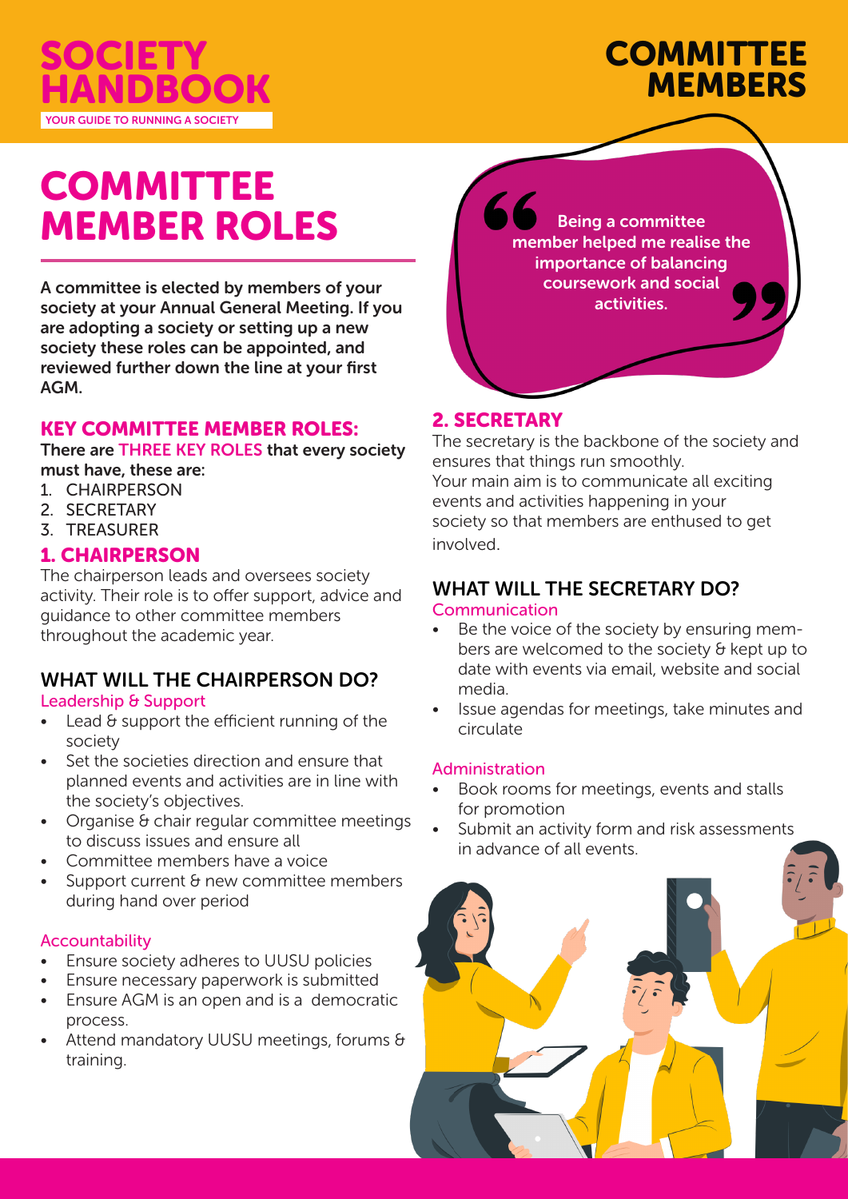# SOCIETY HANDBOOK

YOUR GUIDE TO RUNNING A SOCIETY

# COMMITTEE MEMBERS

## COMMITTEE MEMBER ROLES

**A committee is elected by members of your society at your Annual General Meeting. If you are adopting a society or setting up a new society these roles can be appointed, and reviewed further down the line at your first AGM.**

### KEY COMMITTEE MEMBER ROLES:

**There are THREE KEY ROLES that every society must have, these are:**

1. CHAIRPERSON
2. SECRETARY
3. TREASURER

### 1. CHAIRPERSON

The chairperson leads and oversees society activity. Their role is to offer support, advice and guidance to other committee members throughout the academic year.

### WHAT WILL THE CHAIRPERSON DO?

Leadership & Support

- Lead & support the efficient running of the society
- Set the societies direction and ensure that planned events and activities are in line with the society's objectives.
- Organise & chair regular committee meetings to discuss issues and ensure all
- Committee members have a voice
- Support current & new committee members during hand over period

Accountability

- Ensure society adheres to UUSU policies
- Ensure necessary paperwork is submitted
- Ensure AGM is an open and is a democratic process.
- Attend mandatory UUSU meetings, forums & training.

> **"Being a committee member helped me realise the importance of balancing coursework and social activities."**

### 2. SECRETARY

The secretary is the backbone of the society and ensures that things run smoothly.
Your main aim is to communicate all exciting events and activities happening in your society so that members are enthused to get involved.

### WHAT WILL THE SECRETARY DO?

Communication

- Be the voice of the society by ensuring members are welcomed to the society & kept up to date with events via email, website and social media.
- Issue agendas for meetings, take minutes and circulate

Administration

- Book rooms for meetings, events and stalls for promotion
- Submit an activity form and risk assessments in advance of all events.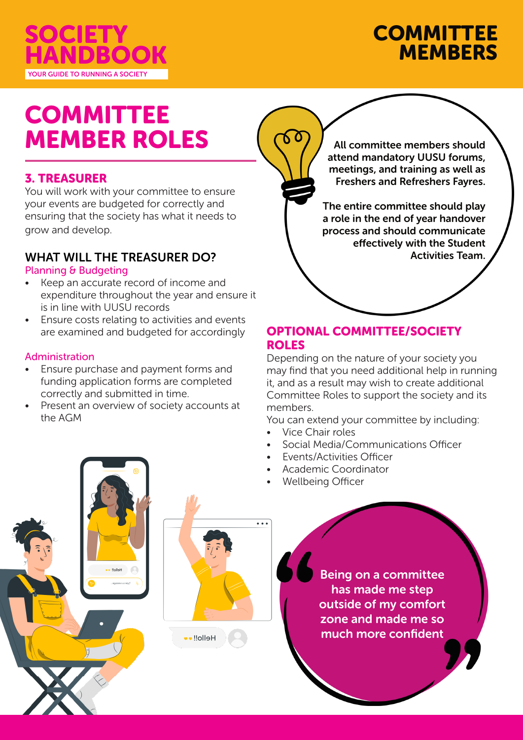# COMMITTEE MEMBER ROLES

## 3. TREASURER

You will work with your committee to ensure your events are budgeted for correctly and ensuring that the society has what it needs to grow and develop.

### WHAT WILL THE TREASURER DO?

**Planning & Budgeting**

- Keep an accurate record of income and expenditure throughout the year and ensure it is in line with UUSU records
- Ensure costs relating to activities and events are examined and budgeted for accordingly

**Administration**

- Ensure purchase and payment forms and funding application forms are completed correctly and submitted in time.
- Present an overview of society accounts at the AGM

**All committee members should attend mandatory UUSU forums, meetings, and training as well as Freshers and Refreshers Fayres.**

**The entire committee should play a role in the end of year handover process and should communicate effectively with the Student Activities Team.**

## OPTIONAL COMMITTEE/SOCIETY ROLES

Depending on the nature of your society you may find that you need additional help in running it, and as a result may wish to create additional Committee Roles to support the society and its members.

You can extend your committee by including:

- Vice Chair roles
- Social Media/Communications Officer
- Events/Activities Officer
- Academic Coordinator
- Wellbeing Officer

> **"Being on a committee has made me step outside of my comfort zone and made me so much more confident"**